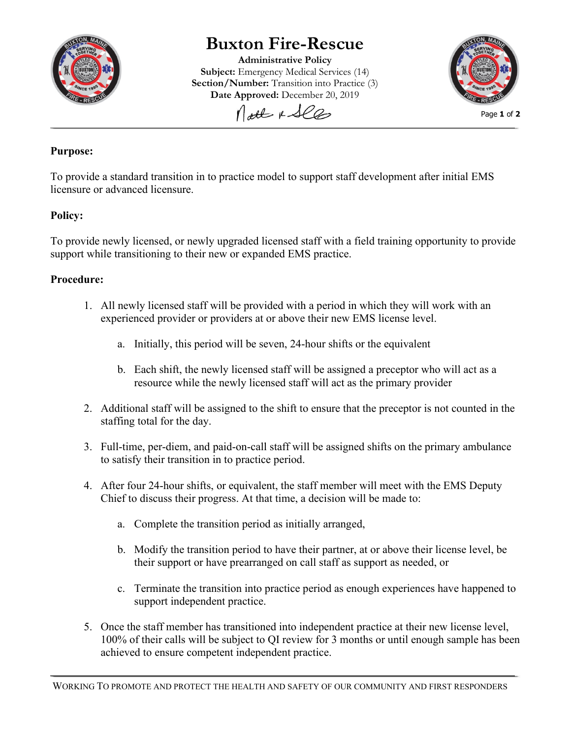# Buxton Fire-Rescue

**Administrative Policy**
**Subject:** Emergency Medical Services (14)
**Section/Number:** Transition into Practice (3)
**Date Approved:** December 20, 2019

**Purpose:**

To provide a standard transition in to practice model to support staff development after initial EMS licensure or advanced licensure.

**Policy:**

To provide newly licensed, or newly upgraded licensed staff with a field training opportunity to provide support while transitioning to their new or expanded EMS practice.

**Procedure:**

1. All newly licensed staff will be provided with a period in which they will work with an experienced provider or providers at or above their new EMS license level.
   a. Initially, this period will be seven, 24-hour shifts or the equivalent
   b. Each shift, the newly licensed staff will be assigned a preceptor who will act as a resource while the newly licensed staff will act as the primary provider
2. Additional staff will be assigned to the shift to ensure that the preceptor is not counted in the staffing total for the day.
3. Full-time, per-diem, and paid-on-call staff will be assigned shifts on the primary ambulance to satisfy their transition in to practice period.
4. After four 24-hour shifts, or equivalent, the staff member will meet with the EMS Deputy Chief to discuss their progress. At that time, a decision will be made to:
   a. Complete the transition period as initially arranged,
   b. Modify the transition period to have their partner, at or above their license level, be their support or have prearranged on call staff as support as needed, or
   c. Terminate the transition into practice period as enough experiences have happened to support independent practice.
5. Once the staff member has transitioned into independent practice at their new license level, 100% of their calls will be subject to QI review for 3 months or until enough sample has been achieved to ensure competent independent practice.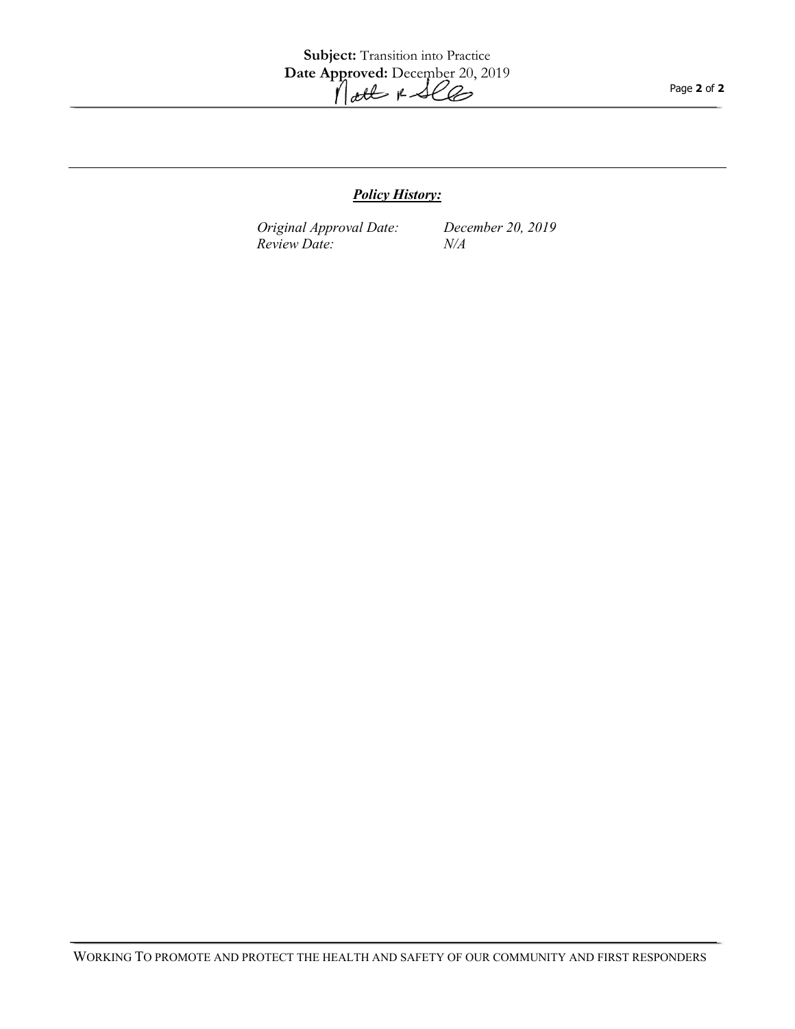***Policy History:***

*Original Approval Date:* *December 20, 2019*
*Review Date:* *N/A*